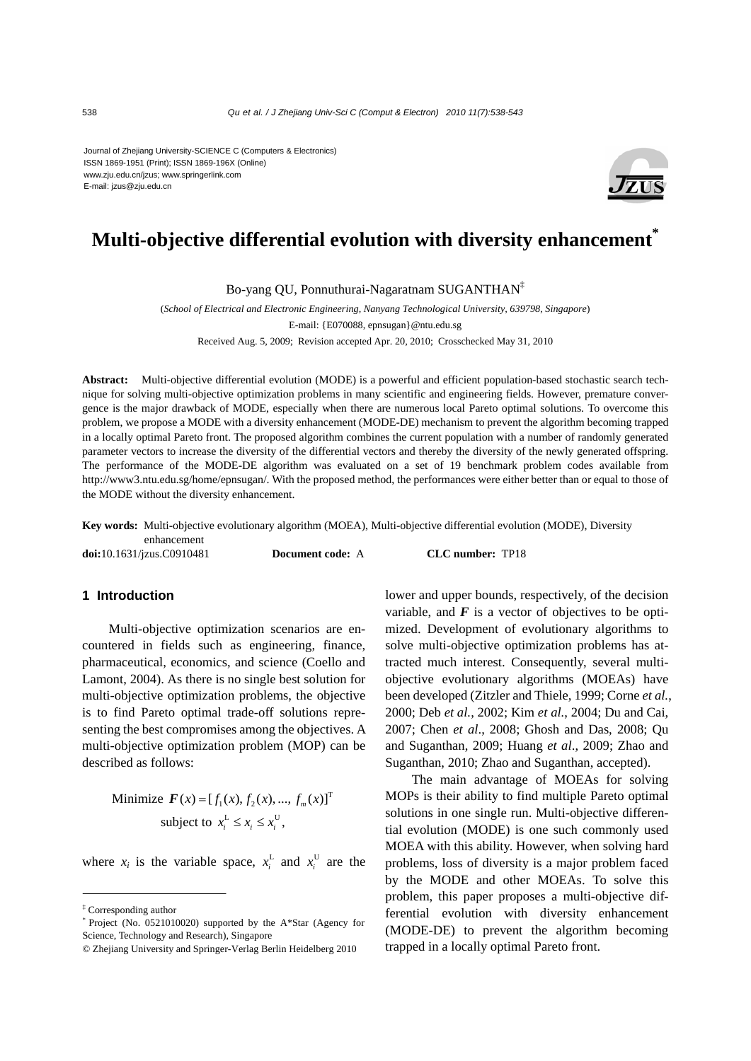Journal of Zhejiang University-SCIENCE C (Computers & Electronics)
ISSN 1869-1951 (Print); ISSN 1869-196X (Online)
www.zju.edu.cn/jzus; www.springerlink.com
E-mail: jzus@zju.edu.cn

# Multi-objective differential evolution with diversity enhancement*

Bo-yang QU, Ponnuthurai-Nagaratnam SUGANTHAN‡

(*School of Electrical and Electronic Engineering, Nanyang Technological University, 639798, Singapore*)

E-mail: {E070088, epnsugan}@ntu.edu.sg

Received Aug. 5, 2009; Revision accepted Apr. 20, 2010; Crosschecked May 31, 2010

**Abstract:** Multi-objective differential evolution (MODE) is a powerful and efficient population-based stochastic search technique for solving multi-objective optimization problems in many scientific and engineering fields. However, premature convergence is the major drawback of MODE, especially when there are numerous local Pareto optimal solutions. To overcome this problem, we propose a MODE with a diversity enhancement (MODE-DE) mechanism to prevent the algorithm becoming trapped in a locally optimal Pareto front. The proposed algorithm combines the current population with a number of randomly generated parameter vectors to increase the diversity of the differential vectors and thereby the diversity of the newly generated offspring. The performance of the MODE-DE algorithm was evaluated on a set of 19 benchmark problem codes available from http://www3.ntu.edu.sg/home/epnsugan/. With the proposed method, the performances were either better than or equal to those of the MODE without the diversity enhancement.

**Key words:** Multi-objective evolutionary algorithm (MOEA), Multi-objective differential evolution (MODE), Diversity enhancement

**doi:**10.1631/jzus.C0910481 **Document code:** A **CLC number:** TP18

## 1 Introduction

Multi-objective optimization scenarios are encountered in fields such as engineering, finance, pharmaceutical, economics, and science (Coello and Lamont, 2004). As there is no single best solution for multi-objective optimization problems, the objective is to find Pareto optimal trade-off solutions representing the best compromises among the objectives. A multi-objective optimization problem (MOP) can be described as follows:

$$\text{Minimize } \boldsymbol{F}(x) = [f_1(x), f_2(x), ..., f_m(x)]^{\mathrm{T}}$$
$$\text{subject to } x_i^{\mathrm{L}} \le x_i \le x_i^{\mathrm{U}},$$

where $x_i$ is the variable space, $x_i^{\mathrm{L}}$ and $x_i^{\mathrm{U}}$ are the lower and upper bounds, respectively, of the decision variable, and $\boldsymbol{F}$ is a vector of objectives to be optimized. Development of evolutionary algorithms to solve multi-objective optimization problems has attracted much interest. Consequently, several multi-objective evolutionary algorithms (MOEAs) have been developed (Zitzler and Thiele, 1999; Corne *et al.*, 2000; Deb *et al.*, 2002; Kim *et al.*, 2004; Du and Cai, 2007; Chen *et al*., 2008; Ghosh and Das, 2008; Qu and Suganthan, 2009; Huang *et al*., 2009; Zhao and Suganthan, 2010; Zhao and Suganthan, accepted).

The main advantage of MOEAs for solving MOPs is their ability to find multiple Pareto optimal solutions in one single run. Multi-objective differential evolution (MODE) is one such commonly used MOEA with this ability. However, when solving hard problems, loss of diversity is a major problem faced by the MODE and other MOEAs. To solve this problem, this paper proposes a multi-objective differential evolution with diversity enhancement (MODE-DE) to prevent the algorithm becoming trapped in a locally optimal Pareto front.

‡ Corresponding author

\* Project (No. 0521010020) supported by the A*Star (Agency for Science, Technology and Research), Singapore

© Zhejiang University and Springer-Verlag Berlin Heidelberg 2010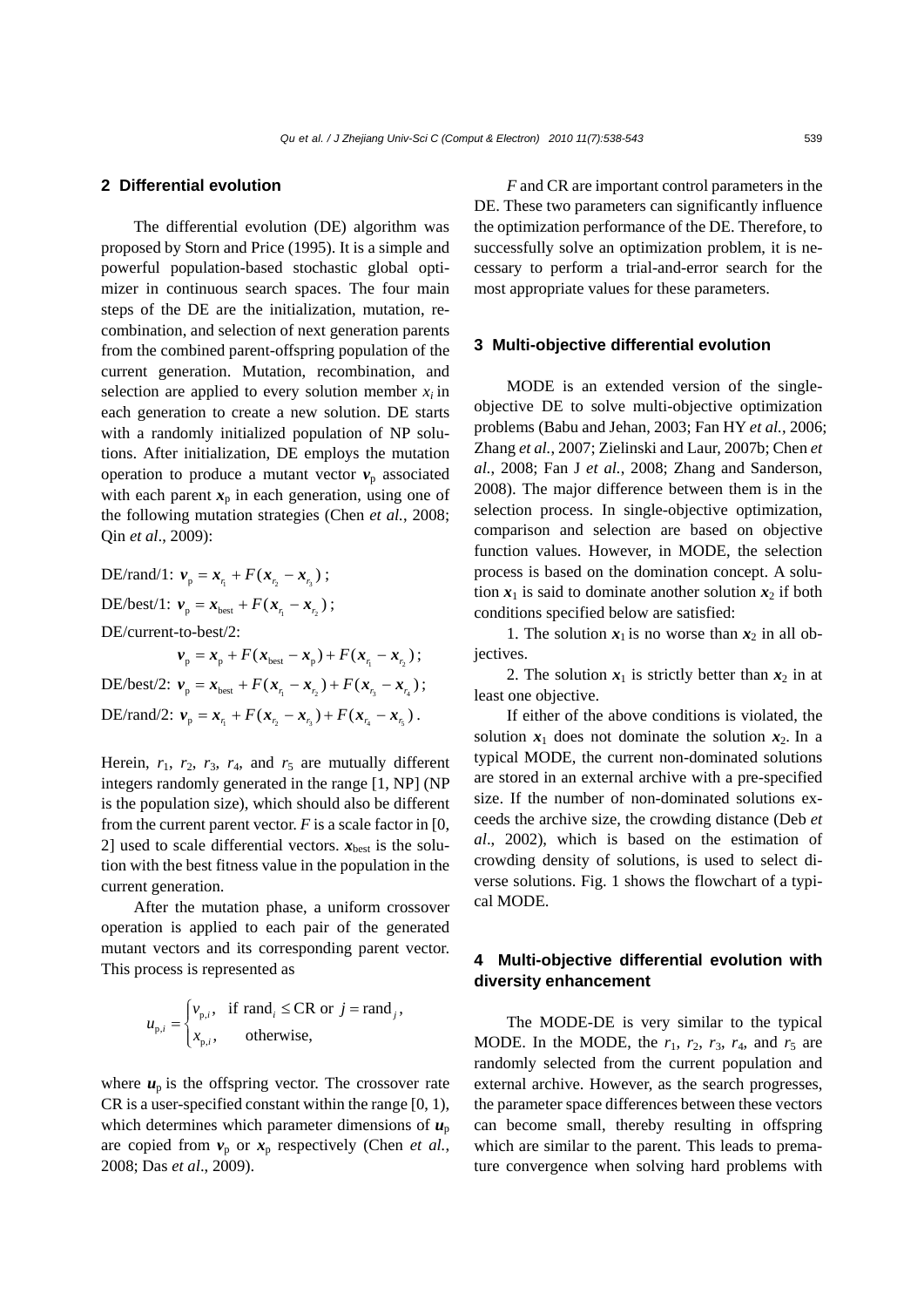## 2 Differential evolution

The differential evolution (DE) algorithm was proposed by Storn and Price (1995). It is a simple and powerful population-based stochastic global optimizer in continuous search spaces. The four main steps of the DE are the initialization, mutation, recombination, and selection of next generation parents from the combined parent-offspring population of the current generation. Mutation, recombination, and selection are applied to every solution member $x_i$ in each generation to create a new solution. DE starts with a randomly initialized population of NP solutions. After initialization, DE employs the mutation operation to produce a mutant vector $\boldsymbol{v}_\text{p}$ associated with each parent $\boldsymbol{x}_\text{p}$ in each generation, using one of the following mutation strategies (Chen *et al.*, 2008; Qin *et al*., 2009):

DE/rand/1: $\boldsymbol{v}_\text{p} = \boldsymbol{x}_{r_1} + F(\boldsymbol{x}_{r_2} - \boldsymbol{x}_{r_3})$;

DE/best/1: $\boldsymbol{v}_\text{p} = \boldsymbol{x}_\text{best} + F(\boldsymbol{x}_{r_1} - \boldsymbol{x}_{r_2})$;

DE/current-to-best/2:

$$\boldsymbol{v}_\text{p} = \boldsymbol{x}_\text{p} + F(\boldsymbol{x}_\text{best} - \boldsymbol{x}_\text{p}) + F(\boldsymbol{x}_{r_1} - \boldsymbol{x}_{r_2});$$

DE/best/2: $\boldsymbol{v}_\text{p} = \boldsymbol{x}_\text{best} + F(\boldsymbol{x}_{r_1} - \boldsymbol{x}_{r_2}) + F(\boldsymbol{x}_{r_3} - \boldsymbol{x}_{r_4})$;

DE/rand/2: $\boldsymbol{v}_\text{p} = \boldsymbol{x}_{r_1} + F(\boldsymbol{x}_{r_2} - \boldsymbol{x}_{r_3}) + F(\boldsymbol{x}_{r_4} - \boldsymbol{x}_{r_5})$.

Herein, $r_1$, $r_2$, $r_3$, $r_4$, and $r_5$ are mutually different integers randomly generated in the range [1, NP] (NP is the population size), which should also be different from the current parent vector. $F$ is a scale factor in [0, 2] used to scale differential vectors. $\boldsymbol{x}_\text{best}$ is the solution with the best fitness value in the population in the current generation.

After the mutation phase, a uniform crossover operation is applied to each pair of the generated mutant vectors and its corresponding parent vector. This process is represented as

$$u_{\text{p},i} = \begin{cases} v_{\text{p},i}, & \text{if } \text{rand}_i \le \text{CR or } j = \text{rand}_j, \\ x_{\text{p},i}, & \text{otherwise,} \end{cases}$$

where $\boldsymbol{u}_\text{p}$ is the offspring vector. The crossover rate CR is a user-specified constant within the range [0, 1), which determines which parameter dimensions of $\boldsymbol{u}_\text{p}$ are copied from $\boldsymbol{v}_\text{p}$ or $\boldsymbol{x}_\text{p}$ respectively (Chen *et al.*, 2008; Das *et al*., 2009).

$F$ and CR are important control parameters in the DE. These two parameters can significantly influence the optimization performance of the DE. Therefore, to successfully solve an optimization problem, it is necessary to perform a trial-and-error search for the most appropriate values for these parameters.

## 3 Multi-objective differential evolution

MODE is an extended version of the single-objective DE to solve multi-objective optimization problems (Babu and Jehan, 2003; Fan HY *et al.*, 2006; Zhang *et al.*, 2007; Zielinski and Laur, 2007b; Chen *et al.*, 2008; Fan J *et al.*, 2008; Zhang and Sanderson, 2008). The major difference between them is in the selection process. In single-objective optimization, comparison and selection are based on objective function values. However, in MODE, the selection process is based on the domination concept. A solution $\boldsymbol{x}_1$ is said to dominate another solution $\boldsymbol{x}_2$ if both conditions specified below are satisfied:

1. The solution $\boldsymbol{x}_1$ is no worse than $\boldsymbol{x}_2$ in all objectives.

2. The solution $\boldsymbol{x}_1$ is strictly better than $\boldsymbol{x}_2$ in at least one objective.

If either of the above conditions is violated, the solution $\boldsymbol{x}_1$ does not dominate the solution $\boldsymbol{x}_2$. In a typical MODE, the current non-dominated solutions are stored in an external archive with a pre-specified size. If the number of non-dominated solutions exceeds the archive size, the crowding distance (Deb *et al*., 2002), which is based on the estimation of crowding density of solutions, is used to select diverse solutions. Fig. 1 shows the flowchart of a typical MODE.

## 4 Multi-objective differential evolution with diversity enhancement

The MODE-DE is very similar to the typical MODE. In the MODE, the $r_1$, $r_2$, $r_3$, $r_4$, and $r_5$ are randomly selected from the current population and external archive. However, as the search progresses, the parameter space differences between these vectors can become small, thereby resulting in offspring which are similar to the parent. This leads to premature convergence when solving hard problems with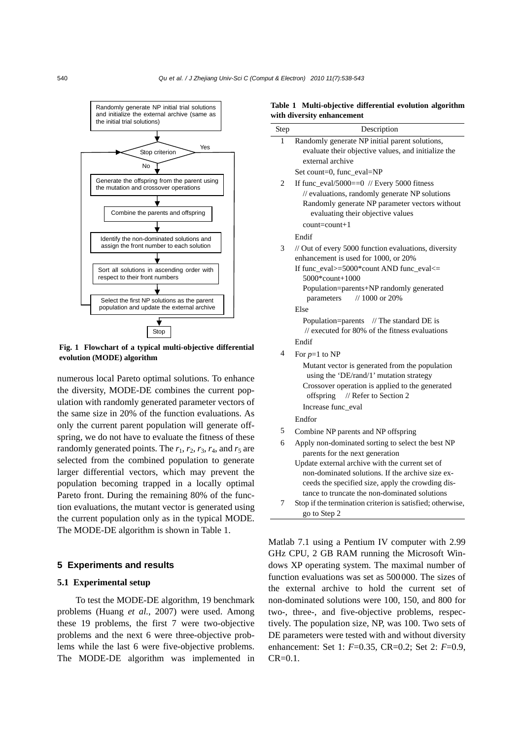Fig. 1 Flowchart of a typical multi-objective differential evolution (MODE) algorithm

numerous local Pareto optimal solutions. To enhance the diversity, MODE-DE combines the current population with randomly generated parameter vectors of the same size in 20% of the function evaluations. As only the current parent population will generate offspring, we do not have to evaluate the fitness of these randomly generated points. The $r_1$, $r_2$, $r_3$, $r_4$, and $r_5$ are selected from the combined population to generate larger differential vectors, which may prevent the population becoming trapped in a locally optimal Pareto front. During the remaining 80% of the function evaluations, the mutant vector is generated using the current population only as in the typical MODE. The MODE-DE algorithm is shown in Table 1.

**Table 1 Multi-objective differential evolution algorithm with diversity enhancement**

| Step | Description |
|---|---|
| 1 | Randomly generate NP initial parent solutions, evaluate their objective values, and initialize the external archive<br>Set count=0, func_eval=NP |
| 2 | If func_eval/5000==0 // Every 5000 fitness // evaluations, randomly generate NP solutions<br>Randomly generate NP parameter vectors without evaluating their objective values<br>count=count+1<br>Endif |
| 3 | // Out of every 5000 function evaluations, diversity enhancement is used for 1000, or 20%<br>If func_eval>=5000*count AND func_eval<= 5000*count+1000<br>Population=parents+NP randomly generated parameters // 1000 or 20%<br>Else<br>Population=parents // The standard DE is // executed for 80% of the fitness evaluations<br>Endif |
| 4 | For $p$=1 to NP<br>Mutant vector is generated from the population using the 'DE/rand/1' mutation strategy<br>Crossover operation is applied to the generated offspring // Refer to Section 2<br>Increase func_eval<br>Endfor |
| 5 | Combine NP parents and NP offspring |
| 6 | Apply non-dominated sorting to select the best NP parents for the next generation<br>Update external archive with the current set of non-dominated solutions. If the archive size exceeds the specified size, apply the crowding distance to truncate the non-dominated solutions |
| 7 | Stop if the termination criterion is satisfied; otherwise, go to Step 2 |

## 5 Experiments and results

### 5.1 Experimental setup

To test the MODE-DE algorithm, 19 benchmark problems (Huang *et al.*, 2007) were used. Among these 19 problems, the first 7 were two-objective problems and the next 6 were three-objective problems while the last 6 were five-objective problems. The MODE-DE algorithm was implemented in Matlab 7.1 using a Pentium IV computer with 2.99 GHz CPU, 2 GB RAM running the Microsoft Windows XP operating system. The maximal number of function evaluations was set as 500000. The sizes of the external archive to hold the current set of non-dominated solutions were 100, 150, and 800 for two-, three-, and five-objective problems, respectively. The population size, NP, was 100. Two sets of DE parameters were tested with and without diversity enhancement: Set 1: $F$=0.35, CR=0.2; Set 2: $F$=0.9, CR=0.1.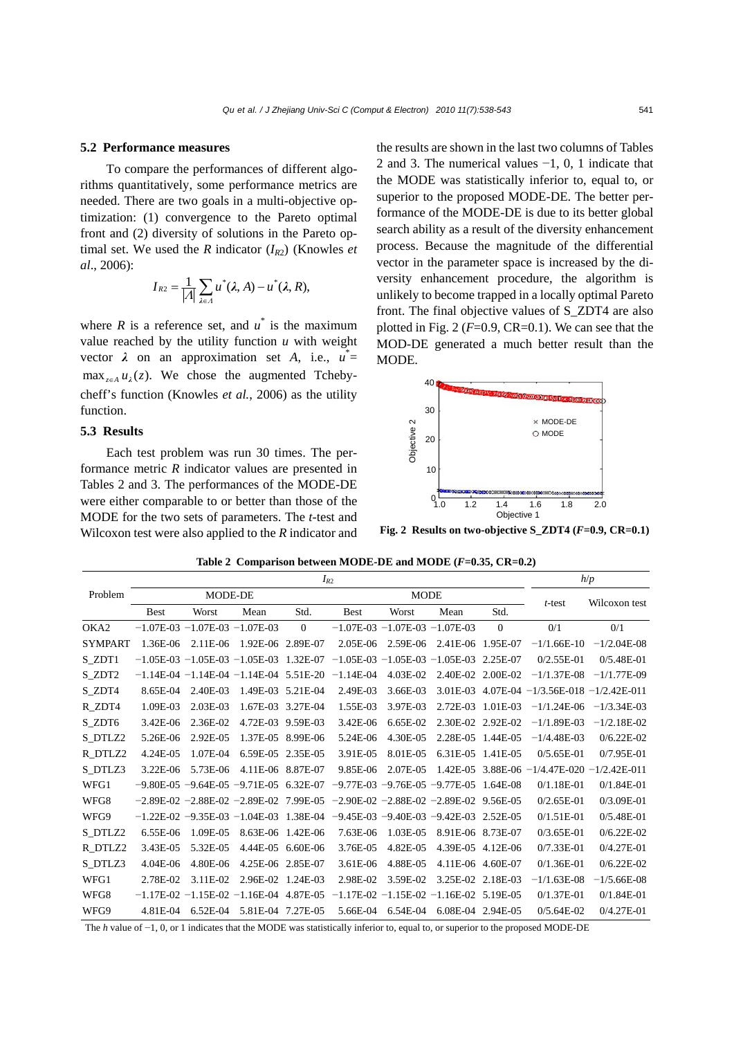### 5.2 Performance measures

To compare the performances of different algorithms quantitatively, some performance metrics are needed. There are two goals in a multi-objective optimization: (1) convergence to the Pareto optimal front and (2) diversity of solutions in the Pareto optimal set. We used the *R* indicator ($I_{R2}$) (Knowles *et al*., 2006):

$$I_{R2} = \frac{1}{|\Lambda|} \sum_{\lambda \in \Lambda} u^*(\boldsymbol{\lambda}, A) - u^*(\boldsymbol{\lambda}, R),$$

where $R$ is a reference set, and $u^*$ is the maximum value reached by the utility function $u$ with weight vector $\boldsymbol{\lambda}$ on an approximation set $A$, i.e., $u^* = \max_{z \in A} u_{\lambda}(z)$. We chose the augmented Tchebycheff's function (Knowles *et al.*, 2006) as the utility function.

### 5.3 Results

Each test problem was run 30 times. The performance metric *R* indicator values are presented in Tables 2 and 3. The performances of the MODE-DE were either comparable to or better than those of the MODE for the two sets of parameters. The *t*-test and Wilcoxon test were also applied to the *R* indicator and the results are shown in the last two columns of Tables 2 and 3. The numerical values −1, 0, 1 indicate that the MODE was statistically inferior to, equal to, or superior to the proposed MODE-DE. The better performance of the MODE-DE is due to its better global search ability as a result of the diversity enhancement process. Because the magnitude of the differential vector in the parameter space is increased by the diversity enhancement procedure, the algorithm is unlikely to become trapped in a locally optimal Pareto front. The final objective values of S_ZDT4 are also plotted in Fig. 2 ($F$=0.9, CR=0.1). We can see that the MOD-DE generated a much better result than the MODE.

**Fig. 2 Results on two-objective S_ZDT4 ($F$=0.9, CR=0.1)**

**Table 2 Comparison between MODE-DE and MODE ($F$=0.35, CR=0.2)**

| Problem | $I_{R2}$ | | | | | | | | *h*/*p* | |
|---|---|---|---|---|---|---|---|---|---|---|
| | MODE-DE | | | | MODE | | | | *t*-test | Wilcoxon test |
| | Best | Worst | Mean | Std. | Best | Worst | Mean | Std. | | |
| OKA2 | −1.07E-03 | −1.07E-03 | −1.07E-03 | 0 | −1.07E-03 | −1.07E-03 | −1.07E-03 | 0 | 0/1 | 0/1 |
| SYMPART | 1.36E-06 | 2.11E-06 | 1.92E-06 | 2.89E-07 | 2.05E-06 | 2.59E-06 | 2.41E-06 | 1.95E-07 | −1/1.66E-10 | −1/2.04E-08 |
| S_ZDT1 | −1.05E-03 | −1.05E-03 | −1.05E-03 | 1.32E-07 | −1.05E-03 | −1.05E-03 | −1.05E-03 | 2.25E-07 | 0/2.55E-01 | 0/5.48E-01 |
| S_ZDT2 | −1.14E-04 | −1.14E-04 | −1.14E-04 | 5.51E-20 | −1.14E-04 | 4.03E-02 | 2.40E-02 | 2.00E-02 | −1/1.37E-08 | −1/1.77E-09 |
| S_ZDT4 | 8.65E-04 | 2.40E-03 | 1.49E-03 | 5.21E-04 | 2.49E-03 | 3.66E-03 | 3.01E-03 | 4.07E-04 | −1/3.56E-018 | −1/2.42E-011 |
| R_ZDT4 | 1.09E-03 | 2.03E-03 | 1.67E-03 | 3.27E-04 | 1.55E-03 | 3.97E-03 | 2.72E-03 | 1.01E-03 | −1/1.24E-06 | −1/3.34E-03 |
| S_ZDT6 | 3.42E-06 | 2.36E-02 | 4.72E-03 | 9.59E-03 | 3.42E-06 | 6.65E-02 | 2.30E-02 | 2.92E-02 | −1/1.89E-03 | −1/2.18E-02 |
| S_DTLZ2 | 5.26E-06 | 2.92E-05 | 1.37E-05 | 8.99E-06 | 5.24E-06 | 4.30E-05 | 2.28E-05 | 1.44E-05 | −1/4.48E-03 | 0/6.22E-02 |
| R_DTLZ2 | 4.24E-05 | 1.07E-04 | 6.59E-05 | 2.35E-05 | 3.91E-05 | 8.01E-05 | 6.31E-05 | 1.41E-05 | 0/5.65E-01 | 0/7.95E-01 |
| S_DTLZ3 | 3.22E-06 | 5.73E-06 | 4.11E-06 | 8.87E-07 | 9.85E-06 | 2.07E-05 | 1.42E-05 | 3.88E-06 | −1/4.47E-020 | −1/2.42E-011 |
| WFG1 | −9.80E-05 | −9.64E-05 | −9.71E-05 | 6.32E-07 | −9.77E-03 | −9.76E-05 | −9.77E-05 | 1.64E-08 | 0/1.18E-01 | 0/1.84E-01 |
| WFG8 | −2.89E-02 | −2.88E-02 | −2.89E-02 | 7.99E-05 | −2.90E-02 | −2.88E-02 | −2.89E-02 | 9.56E-05 | 0/2.65E-01 | 0/3.09E-01 |
| WFG9 | −1.22E-02 | −9.35E-03 | −1.04E-03 | 1.38E-04 | −9.45E-03 | −9.40E-03 | −9.42E-03 | 2.52E-05 | 0/1.51E-01 | 0/5.48E-01 |
| S_DTLZ2 | 6.55E-06 | 1.09E-05 | 8.63E-06 | 1.42E-06 | 7.63E-06 | 1.03E-05 | 8.91E-06 | 8.73E-07 | 0/3.65E-01 | 0/6.22E-02 |
| R_DTLZ2 | 3.43E-05 | 5.32E-05 | 4.44E-05 | 6.60E-06 | 3.76E-05 | 4.82E-05 | 4.39E-05 | 4.12E-06 | 0/7.33E-01 | 0/4.27E-01 |
| S_DTLZ3 | 4.04E-06 | 4.80E-06 | 4.25E-06 | 2.85E-07 | 3.61E-06 | 4.88E-05 | 4.11E-06 | 4.60E-07 | 0/1.36E-01 | 0/6.22E-02 |
| WFG1 | 2.78E-02 | 3.11E-02 | 2.96E-02 | 1.24E-03 | 2.98E-02 | 3.59E-02 | 3.25E-02 | 2.18E-03 | −1/1.63E-08 | −1/5.66E-08 |
| WFG8 | −1.17E-02 | −1.15E-02 | −1.16E-04 | 4.87E-05 | −1.17E-02 | −1.15E-02 | −1.16E-02 | 5.19E-05 | 0/1.37E-01 | 0/1.84E-01 |
| WFG9 | 4.81E-04 | 6.52E-04 | 5.81E-04 | 7.27E-05 | 5.66E-04 | 6.54E-04 | 6.08E-04 | 2.94E-05 | 0/5.64E-02 | 0/4.27E-01 |

The *h* value of −1, 0, or 1 indicates that the MODE was statistically inferior to, equal to, or superior to the proposed MODE-DE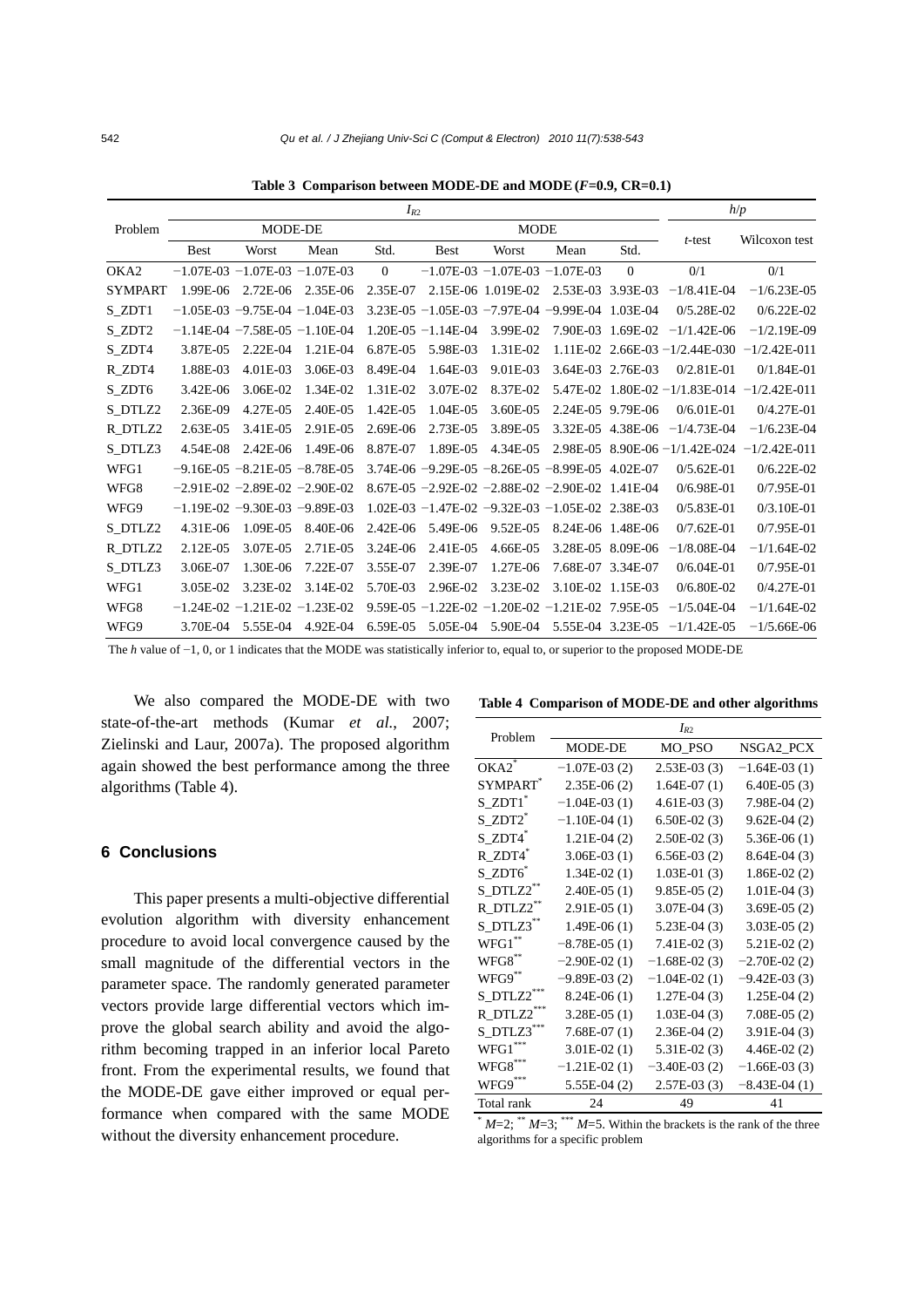**Table 3 Comparison between MODE-DE and MODE ($F$=0.9, CR=0.1)**

| Problem | $I_{R2}$ | | | | | | | | $h/p$ | |
|---|---|---|---|---|---|---|---|---|---|---|
| | MODE-DE | | | | MODE | | | | $t$-test | Wilcoxon test |
| | Best | Worst | Mean | Std. | Best | Worst | Mean | Std. | | |
| OKA2 | −1.07E-03 | −1.07E-03 | −1.07E-03 | 0 | −1.07E-03 | −1.07E-03 | −1.07E-03 | 0 | 0/1 | 0/1 |
| SYMPART | 1.99E-06 | 2.72E-06 | 2.35E-06 | 2.35E-07 | 2.15E-06 | 1.019E-02 | 2.53E-03 | 3.93E-03 | −1/8.41E-04 | −1/6.23E-05 |
| S_ZDT1 | −1.05E-03 | −9.75E-04 | −1.04E-03 | 3.23E-05 | −1.05E-03 | −7.97E-04 | −9.99E-04 | 1.03E-04 | 0/5.28E-02 | 0/6.22E-02 |
| S_ZDT2 | −1.14E-04 | −7.58E-05 | −1.10E-04 | 1.20E-05 | −1.14E-04 | 3.99E-02 | 7.90E-03 | 1.69E-02 | −1/1.42E-06 | −1/2.19E-09 |
| S_ZDT4 | 3.87E-05 | 2.22E-04 | 1.21E-04 | 6.87E-05 | 5.98E-03 | 1.31E-02 | 1.11E-02 | 2.66E-03 | −1/2.44E-030 | −1/2.42E-011 |
| R_ZDT4 | 1.88E-03 | 4.01E-03 | 3.06E-03 | 8.49E-04 | 1.64E-03 | 9.01E-03 | 3.64E-03 | 2.76E-03 | 0/2.81E-01 | 0/1.84E-01 |
| S_ZDT6 | 3.42E-06 | 3.06E-02 | 1.34E-02 | 1.31E-02 | 3.07E-02 | 8.37E-02 | 5.47E-02 | 1.80E-02 | −1/1.83E-014 | −1/2.42E-011 |
| S_DTLZ2 | 2.36E-09 | 4.27E-05 | 2.40E-05 | 1.42E-05 | 1.04E-05 | 3.60E-05 | 2.24E-05 | 9.79E-06 | 0/6.01E-01 | 0/4.27E-01 |
| R_DTLZ2 | 2.63E-05 | 3.41E-05 | 2.91E-05 | 2.69E-06 | 2.73E-05 | 3.89E-05 | 3.32E-05 | 4.38E-06 | −1/4.73E-04 | −1/6.23E-04 |
| S_DTLZ3 | 4.54E-08 | 2.42E-06 | 1.49E-06 | 8.87E-07 | 1.89E-05 | 4.34E-05 | 2.98E-05 | 8.90E-06 | −1/1.42E-024 | −1/2.42E-011 |
| WFG1 | −9.16E-05 | −8.21E-05 | −8.78E-05 | 3.74E-06 | −9.29E-05 | −8.26E-05 | −8.99E-05 | 4.02E-07 | 0/5.62E-01 | 0/6.22E-02 |
| WFG8 | −2.91E-02 | −2.89E-02 | −2.90E-02 | 8.67E-05 | −2.92E-02 | −2.88E-02 | −2.90E-02 | 1.41E-04 | 0/6.98E-01 | 0/7.95E-01 |
| WFG9 | −1.19E-02 | −9.30E-03 | −9.89E-03 | 1.02E-03 | −1.47E-02 | −9.32E-03 | −1.05E-02 | 2.38E-03 | 0/5.83E-01 | 0/3.10E-01 |
| S_DTLZ2 | 4.31E-06 | 1.09E-05 | 8.40E-06 | 2.42E-06 | 5.49E-06 | 9.52E-05 | 8.24E-06 | 1.48E-06 | 0/7.62E-01 | 0/7.95E-01 |
| R_DTLZ2 | 2.12E-05 | 3.07E-05 | 2.71E-05 | 3.24E-06 | 2.41E-05 | 4.66E-05 | 3.28E-05 | 8.09E-06 | −1/8.08E-04 | −1/1.64E-02 |
| S_DTLZ3 | 3.06E-07 | 1.30E-06 | 7.22E-07 | 3.55E-07 | 2.39E-07 | 1.27E-06 | 7.68E-07 | 3.34E-07 | 0/6.04E-01 | 0/7.95E-01 |
| WFG1 | 3.05E-02 | 3.23E-02 | 3.14E-02 | 5.70E-03 | 2.96E-02 | 3.23E-02 | 3.10E-02 | 1.15E-03 | 0/6.80E-02 | 0/4.27E-01 |
| WFG8 | −1.24E-02 | −1.21E-02 | −1.23E-02 | 9.59E-05 | −1.22E-02 | −1.20E-02 | −1.21E-02 | 7.95E-05 | −1/5.04E-04 | −1/1.64E-02 |
| WFG9 | 3.70E-04 | 5.55E-04 | 4.92E-04 | 6.59E-05 | 5.05E-04 | 5.90E-04 | 5.55E-04 | 3.23E-05 | −1/1.42E-05 | −1/5.66E-06 |

The $h$ value of −1, 0, or 1 indicates that the MODE was statistically inferior to, equal to, or superior to the proposed MODE-DE

We also compared the MODE-DE with two state-of-the-art methods (Kumar *et al*., 2007; Zielinski and Laur, 2007a). The proposed algorithm again showed the best performance among the three algorithms (Table 4).

## 6 Conclusions

This paper presents a multi-objective differential evolution algorithm with diversity enhancement procedure to avoid local convergence caused by the small magnitude of the differential vectors in the parameter space. The randomly generated parameter vectors provide large differential vectors which improve the global search ability and avoid the algorithm becoming trapped in an inferior local Pareto front. From the experimental results, we found that the MODE-DE gave either improved or equal performance when compared with the same MODE without the diversity enhancement procedure.

**Table 4 Comparison of MODE-DE and other algorithms**

| Problem | $I_{R2}$ | | |
|---|---|---|---|
| | MODE-DE | MO_PSO | NSGA2_PCX |
| OKA2* | −1.07E-03 (2) | 2.53E-03 (3) | −1.64E-03 (1) |
| SYMPART* | 2.35E-06 (2) | 1.64E-07 (1) | 6.40E-05 (3) |
| S_ZDT1* | −1.04E-03 (1) | 4.61E-03 (3) | 7.98E-04 (2) |
| S_ZDT2* | −1.10E-04 (1) | 6.50E-02 (3) | 9.62E-04 (2) |
| S_ZDT4* | 1.21E-04 (2) | 2.50E-02 (3) | 5.36E-06 (1) |
| R_ZDT4* | 3.06E-03 (1) | 6.56E-03 (2) | 8.64E-04 (3) |
| S_ZDT6* | 1.34E-02 (1) | 1.03E-01 (3) | 1.86E-02 (2) |
| S_DTLZ2** | 2.40E-05 (1) | 9.85E-05 (2) | 1.01E-04 (3) |
| R_DTLZ2** | 2.91E-05 (1) | 3.07E-04 (3) | 3.69E-05 (2) |
| S_DTLZ3** | 1.49E-06 (1) | 5.23E-04 (3) | 3.03E-05 (2) |
| WFG1** | −8.78E-05 (1) | 7.41E-02 (3) | 5.21E-02 (2) |
| WFG8** | −2.90E-02 (1) | −1.68E-02 (3) | −2.70E-02 (2) |
| WFG9** | −9.89E-03 (2) | −1.04E-02 (1) | −9.42E-03 (3) |
| S_DTLZ2*** | 8.24E-06 (1) | 1.27E-04 (3) | 1.25E-04 (2) |
| R_DTLZ2*** | 3.28E-05 (1) | 1.03E-04 (3) | 7.08E-05 (2) |
| S_DTLZ3*** | 7.68E-07 (1) | 2.36E-04 (2) | 3.91E-04 (3) |
| WFG1*** | 3.01E-02 (1) | 5.31E-02 (3) | 4.46E-02 (2) |
| WFG8*** | −1.21E-02 (1) | −3.40E-03 (2) | −1.66E-03 (3) |
| WFG9*** | 5.55E-04 (2) | 2.57E-03 (3) | −8.43E-04 (1) |
| Total rank | 24 | 49 | 41 |

\* $M$=2; ** $M$=3; *** $M$=5. Within the brackets is the rank of the three algorithms for a specific problem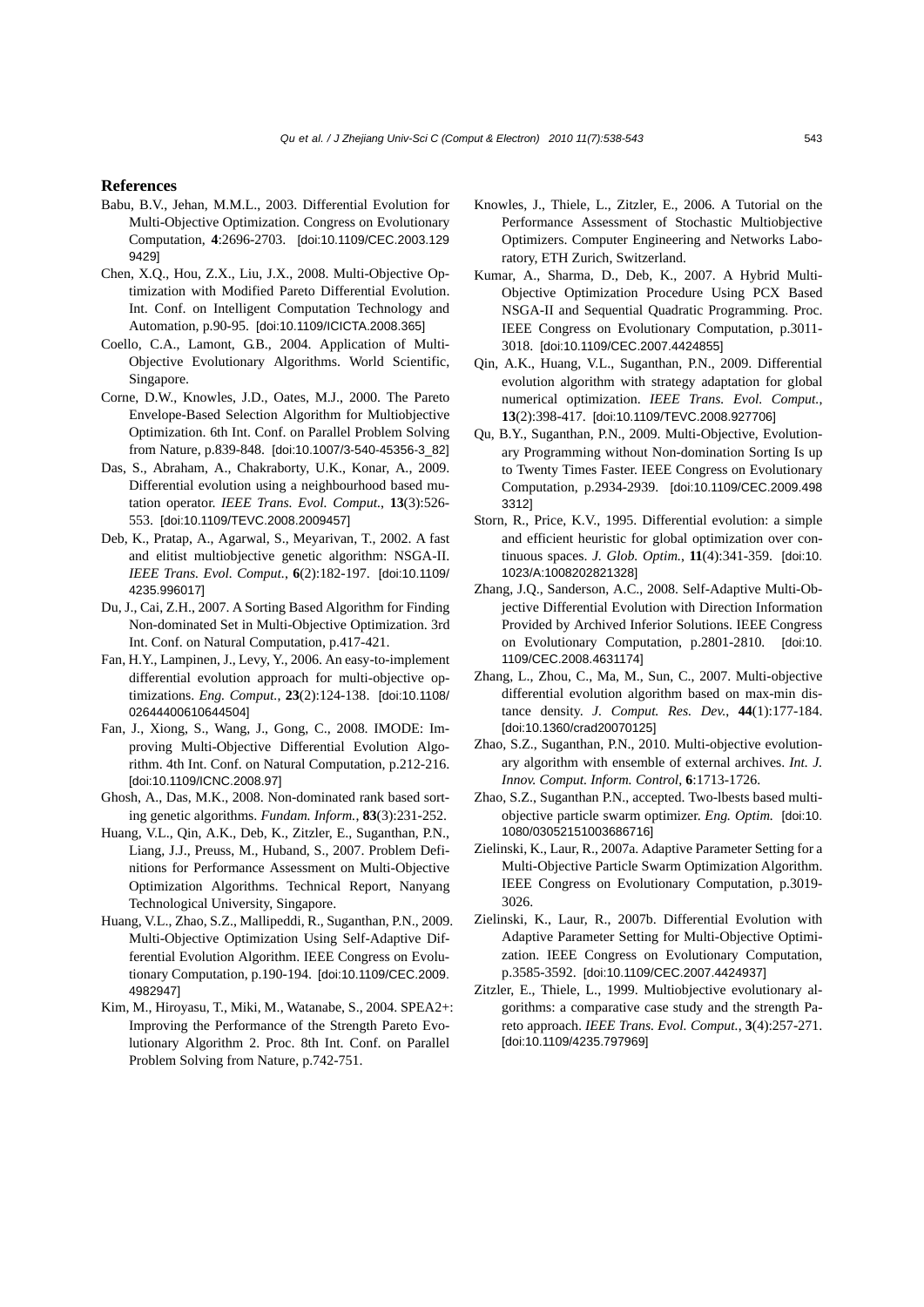## References

Babu, B.V., Jehan, M.M.L., 2003. Differential Evolution for Multi-Objective Optimization. Congress on Evolutionary Computation, **4**:2696-2703. [doi:10.1109/CEC.2003.1299429]

Chen, X.Q., Hou, Z.X., Liu, J.X., 2008. Multi-Objective Optimization with Modified Pareto Differential Evolution. Int. Conf. on Intelligent Computation Technology and Automation, p.90-95. [doi:10.1109/ICICTA.2008.365]

Coello, C.A., Lamont, G.B., 2004. Application of Multi-Objective Evolutionary Algorithms. World Scientific, Singapore.

Corne, D.W., Knowles, J.D., Oates, M.J., 2000. The Pareto Envelope-Based Selection Algorithm for Multiobjective Optimization. 6th Int. Conf. on Parallel Problem Solving from Nature, p.839-848. [doi:10.1007/3-540-45356-3_82]

Das, S., Abraham, A., Chakraborty, U.K., Konar, A., 2009. Differential evolution using a neighbourhood based mutation operator. *IEEE Trans. Evol. Comput.*, **13**(3):526-553. [doi:10.1109/TEVC.2008.2009457]

Deb, K., Pratap, A., Agarwal, S., Meyarivan, T., 2002. A fast and elitist multiobjective genetic algorithm: NSGA-II. *IEEE Trans. Evol. Comput.*, **6**(2):182-197. [doi:10.1109/4235.996017]

Du, J., Cai, Z.H., 2007. A Sorting Based Algorithm for Finding Non-dominated Set in Multi-Objective Optimization. 3rd Int. Conf. on Natural Computation, p.417-421.

Fan, H.Y., Lampinen, J., Levy, Y., 2006. An easy-to-implement differential evolution approach for multi-objective optimizations. *Eng. Comput.*, **23**(2):124-138. [doi:10.1108/02644400610644504]

Fan, J., Xiong, S., Wang, J., Gong, C., 2008. IMODE: Improving Multi-Objective Differential Evolution Algorithm. 4th Int. Conf. on Natural Computation, p.212-216. [doi:10.1109/ICNC.2008.97]

Ghosh, A., Das, M.K., 2008. Non-dominated rank based sorting genetic algorithms. *Fundam. Inform.*, **83**(3):231-252.

Huang, V.L., Qin, A.K., Deb, K., Zitzler, E., Suganthan, P.N., Liang, J.J., Preuss, M., Huband, S., 2007. Problem Definitions for Performance Assessment on Multi-Objective Optimization Algorithms. Technical Report, Nanyang Technological University, Singapore.

Huang, V.L., Zhao, S.Z., Mallipeddi, R., Suganthan, P.N., 2009. Multi-Objective Optimization Using Self-Adaptive Differential Evolution Algorithm. IEEE Congress on Evolutionary Computation, p.190-194. [doi:10.1109/CEC.2009.4982947]

Kim, M., Hiroyasu, T., Miki, M., Watanabe, S., 2004. SPEA2+: Improving the Performance of the Strength Pareto Evolutionary Algorithm 2. Proc. 8th Int. Conf. on Parallel Problem Solving from Nature, p.742-751.

Knowles, J., Thiele, L., Zitzler, E., 2006. A Tutorial on the Performance Assessment of Stochastic Multiobjective Optimizers. Computer Engineering and Networks Laboratory, ETH Zurich, Switzerland.

Kumar, A., Sharma, D., Deb, K., 2007. A Hybrid Multi-Objective Optimization Procedure Using PCX Based NSGA-II and Sequential Quadratic Programming. Proc. IEEE Congress on Evolutionary Computation, p.3011-3018. [doi:10.1109/CEC.2007.4424855]

Qin, A.K., Huang, V.L., Suganthan, P.N., 2009. Differential evolution algorithm with strategy adaptation for global numerical optimization. *IEEE Trans. Evol. Comput.*, **13**(2):398-417. [doi:10.1109/TEVC.2008.927706]

Qu, B.Y., Suganthan, P.N., 2009. Multi-Objective, Evolutionary Programming without Non-domination Sorting Is up to Twenty Times Faster. IEEE Congress on Evolutionary Computation, p.2934-2939. [doi:10.1109/CEC.2009.4983312]

Storn, R., Price, K.V., 1995. Differential evolution: a simple and efficient heuristic for global optimization over continuous spaces. *J. Glob. Optim.*, **11**(4):341-359. [doi:10.1023/A:1008202821328]

Zhang, J.Q., Sanderson, A.C., 2008. Self-Adaptive Multi-Objective Differential Evolution with Direction Information Provided by Archived Inferior Solutions. IEEE Congress on Evolutionary Computation, p.2801-2810. [doi:10.1109/CEC.2008.4631174]

Zhang, L., Zhou, C., Ma, M., Sun, C., 2007. Multi-objective differential evolution algorithm based on max-min distance density. *J. Comput. Res. Dev.*, **44**(1):177-184. [doi:10.1360/crad20070125]

Zhao, S.Z., Suganthan, P.N., 2010. Multi-objective evolutionary algorithm with ensemble of external archives. *Int. J. Innov. Comput. Inform. Control*, **6**:1713-1726.

Zhao, S.Z., Suganthan P.N., accepted. Two-lbests based multi-objective particle swarm optimizer. *Eng. Optim.* [doi:10.1080/03052151003686716]

Zielinski, K., Laur, R., 2007a. Adaptive Parameter Setting for a Multi-Objective Particle Swarm Optimization Algorithm. IEEE Congress on Evolutionary Computation, p.3019-3026.

Zielinski, K., Laur, R., 2007b. Differential Evolution with Adaptive Parameter Setting for Multi-Objective Optimization. IEEE Congress on Evolutionary Computation, p.3585-3592. [doi:10.1109/CEC.2007.4424937]

Zitzler, E., Thiele, L., 1999. Multiobjective evolutionary algorithms: a comparative case study and the strength Pareto approach. *IEEE Trans. Evol. Comput.*, **3**(4):257-271. [doi:10.1109/4235.797969]